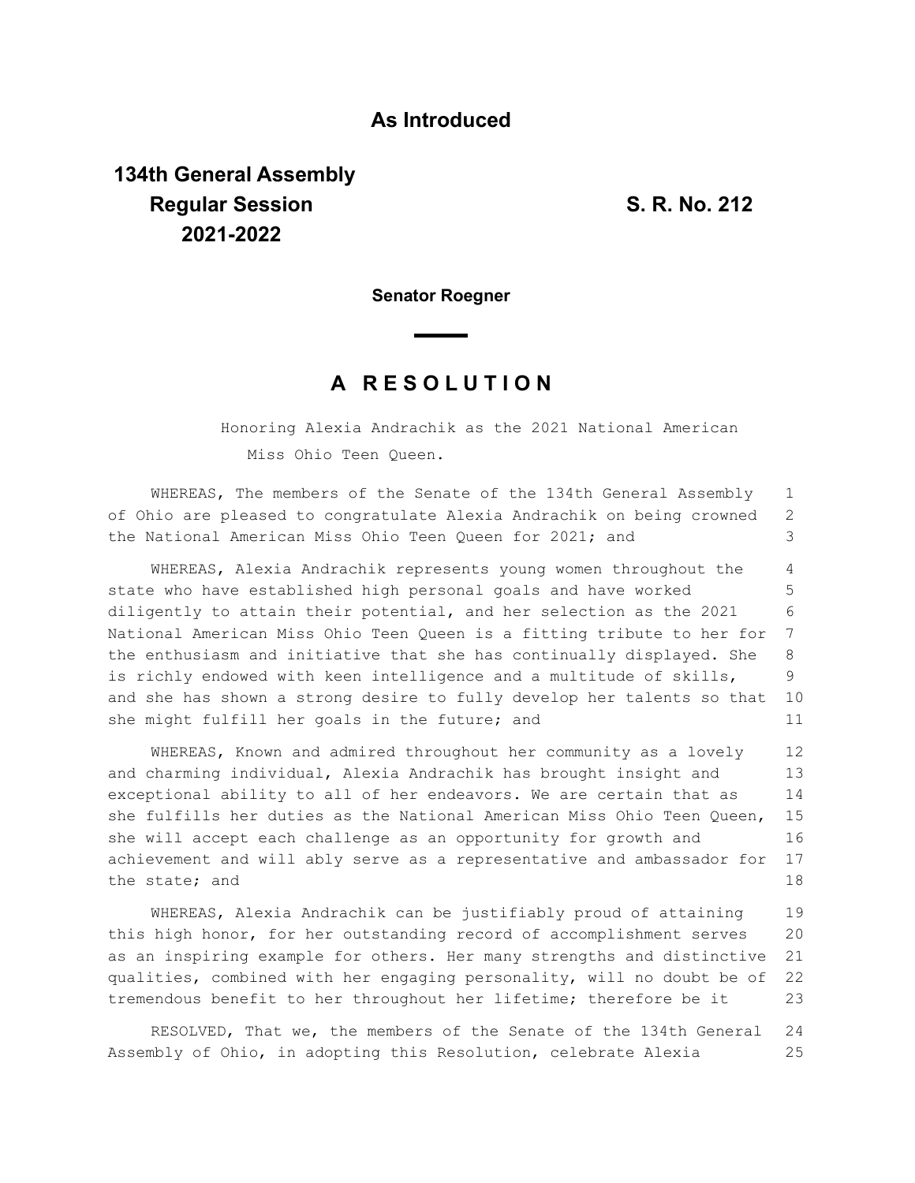**As Introduced**

**134th General Assembly**
**Regular Session**
**2021-2022**

**S. R. No. 212**

**Senator Roegner**

# A R E S O L U T I O N

Honoring Alexia Andrachik as the 2021 National American Miss Ohio Teen Queen.

WHEREAS, The members of the Senate of the 134th General Assembly of Ohio are pleased to congratulate Alexia Andrachik on being crowned the National American Miss Ohio Teen Queen for 2021; and

WHEREAS, Alexia Andrachik represents young women throughout the state who have established high personal goals and have worked diligently to attain their potential, and her selection as the 2021 National American Miss Ohio Teen Queen is a fitting tribute to her for the enthusiasm and initiative that she has continually displayed. She is richly endowed with keen intelligence and a multitude of skills, and she has shown a strong desire to fully develop her talents so that she might fulfill her goals in the future; and

WHEREAS, Known and admired throughout her community as a lovely and charming individual, Alexia Andrachik has brought insight and exceptional ability to all of her endeavors. We are certain that as she fulfills her duties as the National American Miss Ohio Teen Queen, she will accept each challenge as an opportunity for growth and achievement and will ably serve as a representative and ambassador for the state; and

WHEREAS, Alexia Andrachik can be justifiably proud of attaining this high honor, for her outstanding record of accomplishment serves as an inspiring example for others. Her many strengths and distinctive qualities, combined with her engaging personality, will no doubt be of tremendous benefit to her throughout her lifetime; therefore be it

RESOLVED, That we, the members of the Senate of the 134th General Assembly of Ohio, in adopting this Resolution, celebrate Alexia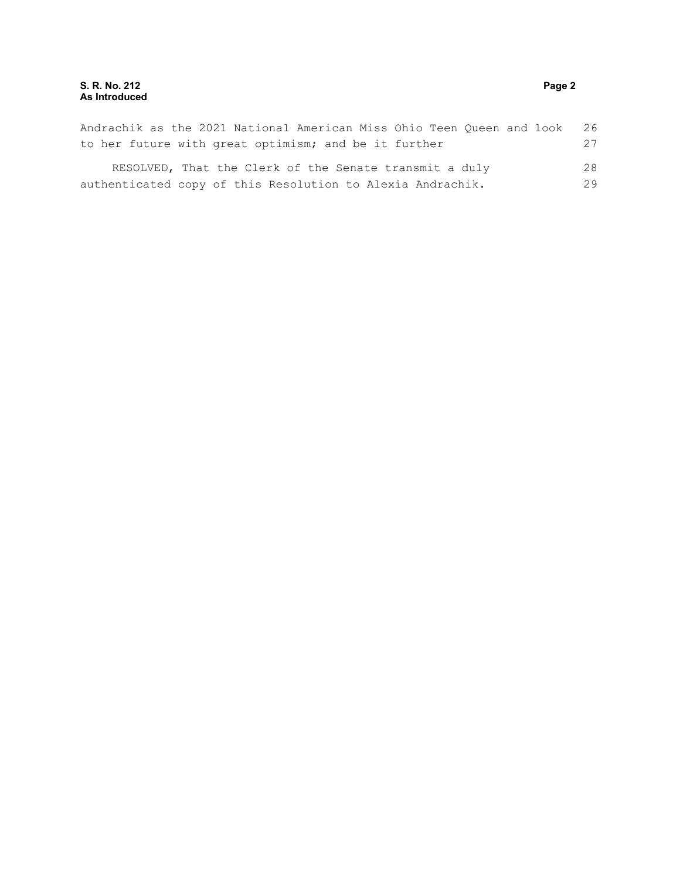Andrachik as the 2021 National American Miss Ohio Teen Queen and look to her future with great optimism; and be it further

RESOLVED, That the Clerk of the Senate transmit a duly authenticated copy of this Resolution to Alexia Andrachik.